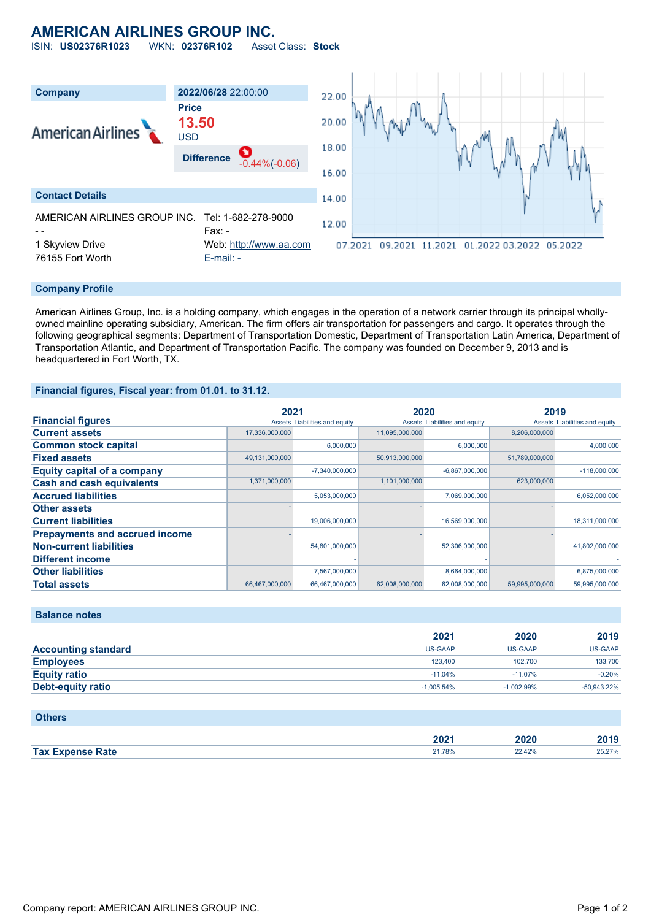# AMERICAN AIRLINES GROUP INC.

ISIN: **US02376R1023** WKN: **02376R102** Asset Class: **Stock**

**Company**

American Airlines

**2022/06/28** 22:00:00

**Price**

**13.50**

USD

**Difference** -0.44%(-0.06)

22.00
20.00
18.00
16.00
14.00
12.00
07.2021 09.2021 11.2021 01.2022 03.2022 05.2022

**Contact Details**

AMERICAN AIRLINES GROUP INC. Tel: 1-682-278-9000

- - Fax: -

1 Skyview Drive Web: http://www.aa.com

76155 Fort Worth E-mail: -

## Company Profile

American Airlines Group, Inc. is a holding company, which engages in the operation of a network carrier through its principal wholly-owned mainline operating subsidiary, American. The firm offers air transportation for passengers and cargo. It operates through the following geographical segments: Department of Transportation Domestic, Department of Transportation Latin America, Department of Transportation Atlantic, and Department of Transportation Pacific. The company was founded on December 9, 2013 and is headquartered in Fort Worth, TX.

## Financial figures, Fiscal year: from 01.01. to 31.12.

| Financial figures | 2021 | | 2020 | | 2019 | |
|---|---|---|---|---|---|---|
| | Assets | Liabilities and equity | Assets | Liabilities and equity | Assets | Liabilities and equity |
| **Current assets** | 17,336,000,000 | | 11,095,000,000 | | 8,206,000,000 | |
| **Common stock capital** | | 6,000,000 | | 6,000,000 | | 4,000,000 |
| **Fixed assets** | 49,131,000,000 | | 50,913,000,000 | | 51,789,000,000 | |
| **Equity capital of a company** | | -7,340,000,000 | | -6,867,000,000 | | -118,000,000 |
| **Cash and cash equivalents** | 1,371,000,000 | | 1,101,000,000 | | 623,000,000 | |
| **Accrued liabilities** | | 5,053,000,000 | | 7,069,000,000 | | 6,052,000,000 |
| **Other assets** | - | | - | | - | |
| **Current liabilities** | | 19,006,000,000 | | 16,569,000,000 | | 18,311,000,000 |
| **Prepayments and accrued income** | - | | - | | - | |
| **Non-current liabilities** | | 54,801,000,000 | | 52,306,000,000 | | 41,802,000,000 |
| **Different income** | | - | | - | | - |
| **Other liabilities** | | 7,567,000,000 | | 8,664,000,000 | | 6,875,000,000 |
| **Total assets** | 66,467,000,000 | 66,467,000,000 | 62,008,000,000 | 62,008,000,000 | 59,995,000,000 | 59,995,000,000 |

## Balance notes

| | 2021 | 2020 | 2019 |
|---|---|---|---|
| **Accounting standard** | US-GAAP | US-GAAP | US-GAAP |
| **Employees** | 123,400 | 102,700 | 133,700 |
| **Equity ratio** | -11.04% | -11.07% | -0.20% |
| **Debt-equity ratio** | -1,005.54% | -1,002.99% | -50,943.22% |

## Others

| | 2021 | 2020 | 2019 |
|---|---|---|---|
| **Tax Expense Rate** | 21.78% | 22.42% | 25.27% |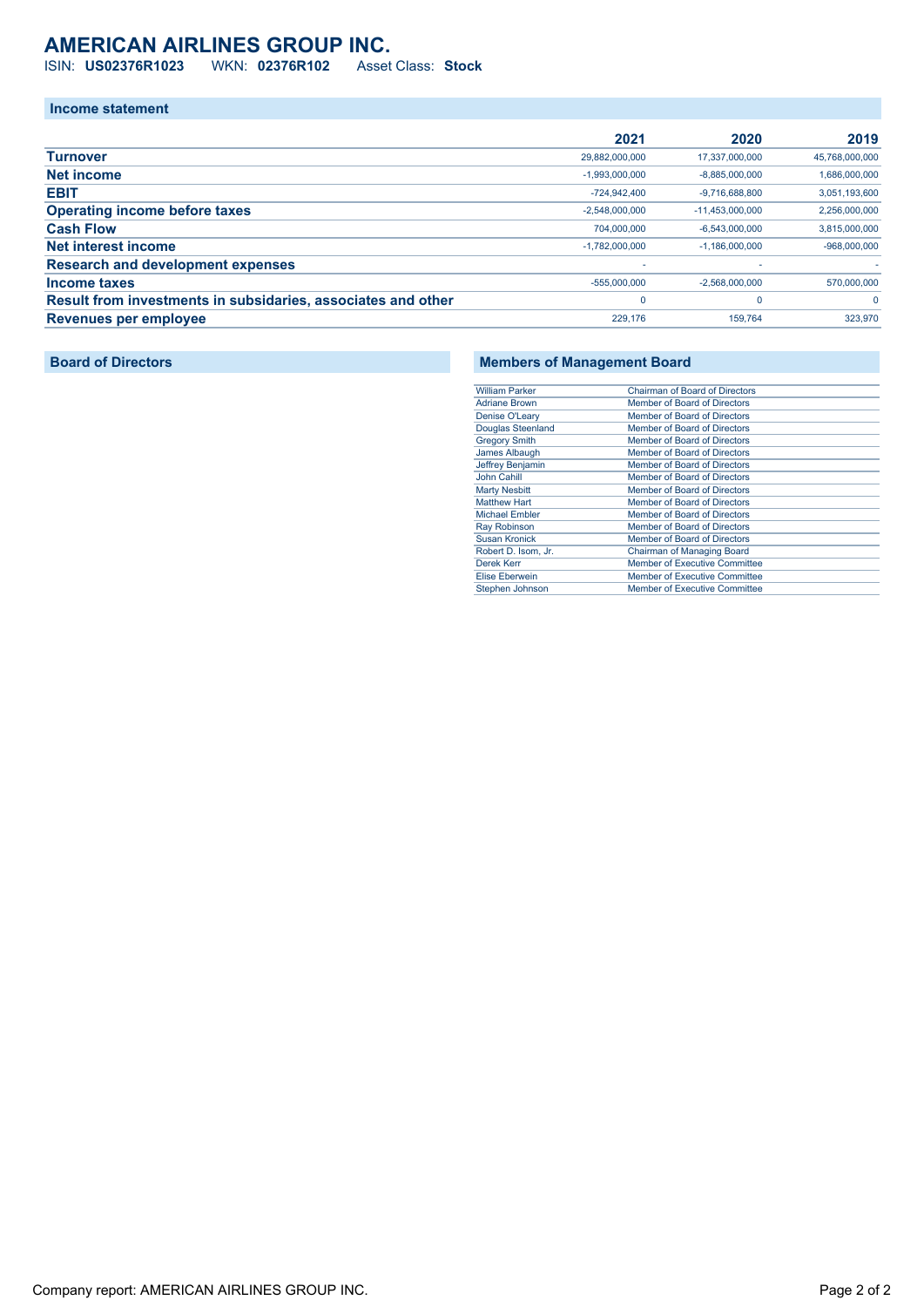# AMERICAN AIRLINES GROUP INC.

ISIN: **US02376R1023** WKN: **02376R102** Asset Class: **Stock**

## Income statement

| | 2021 | 2020 | 2019 |
|---|---|---|---|
| **Turnover** | 29,882,000,000 | 17,337,000,000 | 45,768,000,000 |
| **Net income** | -1,993,000,000 | -8,885,000,000 | 1,686,000,000 |
| **EBIT** | -724,942,400 | -9,716,688,800 | 3,051,193,600 |
| **Operating income before taxes** | -2,548,000,000 | -11,453,000,000 | 2,256,000,000 |
| **Cash Flow** | 704,000,000 | -6,543,000,000 | 3,815,000,000 |
| **Net interest income** | -1,782,000,000 | -1,186,000,000 | -968,000,000 |
| **Research and development expenses** | - | - | - |
| **Income taxes** | -555,000,000 | -2,568,000,000 | 570,000,000 |
| **Result from investments in subsidaries, associates and other** | 0 | 0 | 0 |
| **Revenues per employee** | 229,176 | 159,764 | 323,970 |

## Board of Directors

## Members of Management Board

| | |
|---|---|
| William Parker | Chairman of Board of Directors |
| Adriane Brown | Member of Board of Directors |
| Denise O'Leary | Member of Board of Directors |
| Douglas Steenland | Member of Board of Directors |
| Gregory Smith | Member of Board of Directors |
| James Albaugh | Member of Board of Directors |
| Jeffrey Benjamin | Member of Board of Directors |
| John Cahill | Member of Board of Directors |
| Marty Nesbitt | Member of Board of Directors |
| Matthew Hart | Member of Board of Directors |
| Michael Embler | Member of Board of Directors |
| Ray Robinson | Member of Board of Directors |
| Susan Kronick | Member of Board of Directors |
| Robert D. Isom, Jr. | Chairman of Managing Board |
| Derek Kerr | Member of Executive Committee |
| Elise Eberwein | Member of Executive Committee |
| Stephen Johnson | Member of Executive Committee |